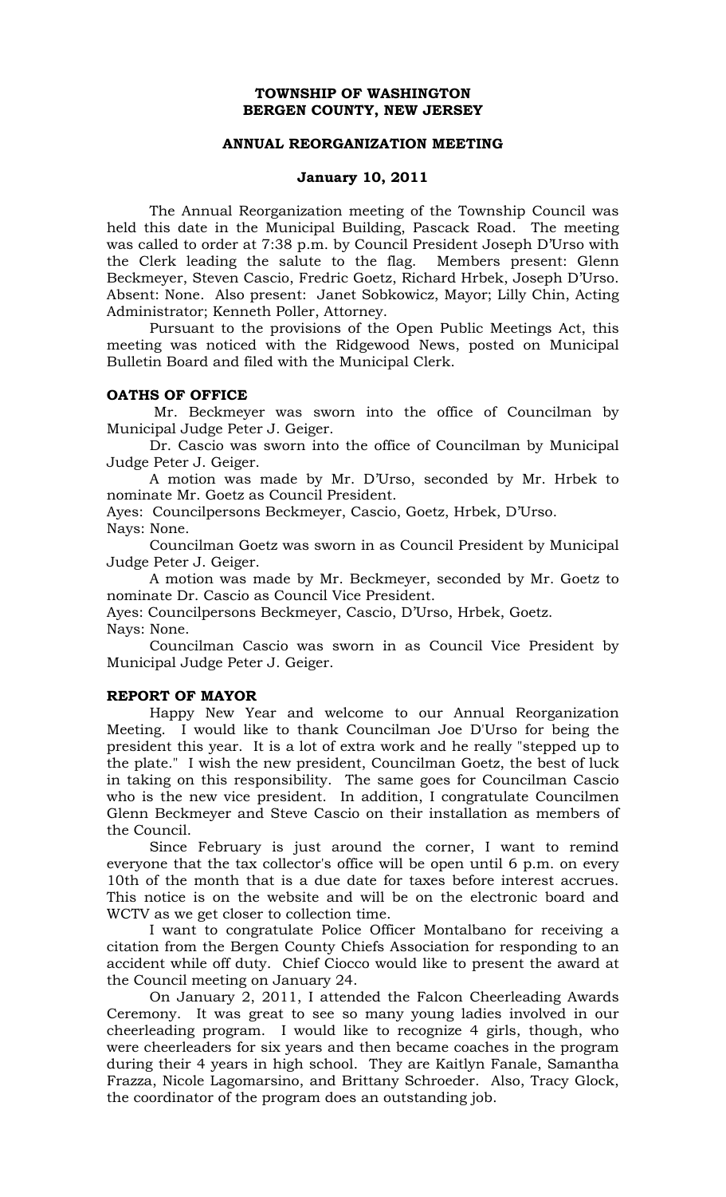**TOWNSHIP OF WASHINGTON**
**BERGEN COUNTY, NEW JERSEY**

**ANNUAL REORGANIZATION MEETING**

**January 10, 2011**

The Annual Reorganization meeting of the Township Council was held this date in the Municipal Building, Pascack Road. The meeting was called to order at 7:38 p.m. by Council President Joseph D'Urso with the Clerk leading the salute to the flag. Members present: Glenn Beckmeyer, Steven Cascio, Fredric Goetz, Richard Hrbek, Joseph D'Urso. Absent: None. Also present: Janet Sobkowicz, Mayor; Lilly Chin, Acting Administrator; Kenneth Poller, Attorney.

Pursuant to the provisions of the Open Public Meetings Act, this meeting was noticed with the Ridgewood News, posted on Municipal Bulletin Board and filed with the Municipal Clerk.

**OATHS OF OFFICE**

Mr. Beckmeyer was sworn into the office of Councilman by Municipal Judge Peter J. Geiger.

Dr. Cascio was sworn into the office of Councilman by Municipal Judge Peter J. Geiger.

A motion was made by Mr. D'Urso, seconded by Mr. Hrbek to nominate Mr. Goetz as Council President.

Ayes: Councilpersons Beckmeyer, Cascio, Goetz, Hrbek, D'Urso.
Nays: None.

Councilman Goetz was sworn in as Council President by Municipal Judge Peter J. Geiger.

A motion was made by Mr. Beckmeyer, seconded by Mr. Goetz to nominate Dr. Cascio as Council Vice President.

Ayes: Councilpersons Beckmeyer, Cascio, D'Urso, Hrbek, Goetz.
Nays: None.

Councilman Cascio was sworn in as Council Vice President by Municipal Judge Peter J. Geiger.

**REPORT OF MAYOR**

Happy New Year and welcome to our Annual Reorganization Meeting. I would like to thank Councilman Joe D'Urso for being the president this year. It is a lot of extra work and he really "stepped up to the plate." I wish the new president, Councilman Goetz, the best of luck in taking on this responsibility. The same goes for Councilman Cascio who is the new vice president. In addition, I congratulate Councilmen Glenn Beckmeyer and Steve Cascio on their installation as members of the Council.

Since February is just around the corner, I want to remind everyone that the tax collector's office will be open until 6 p.m. on every 10th of the month that is a due date for taxes before interest accrues. This notice is on the website and will be on the electronic board and WCTV as we get closer to collection time.

I want to congratulate Police Officer Montalbano for receiving a citation from the Bergen County Chiefs Association for responding to an accident while off duty. Chief Ciocco would like to present the award at the Council meeting on January 24.

On January 2, 2011, I attended the Falcon Cheerleading Awards Ceremony. It was great to see so many young ladies involved in our cheerleading program. I would like to recognize 4 girls, though, who were cheerleaders for six years and then became coaches in the program during their 4 years in high school. They are Kaitlyn Fanale, Samantha Frazza, Nicole Lagomarsino, and Brittany Schroeder. Also, Tracy Glock, the coordinator of the program does an outstanding job.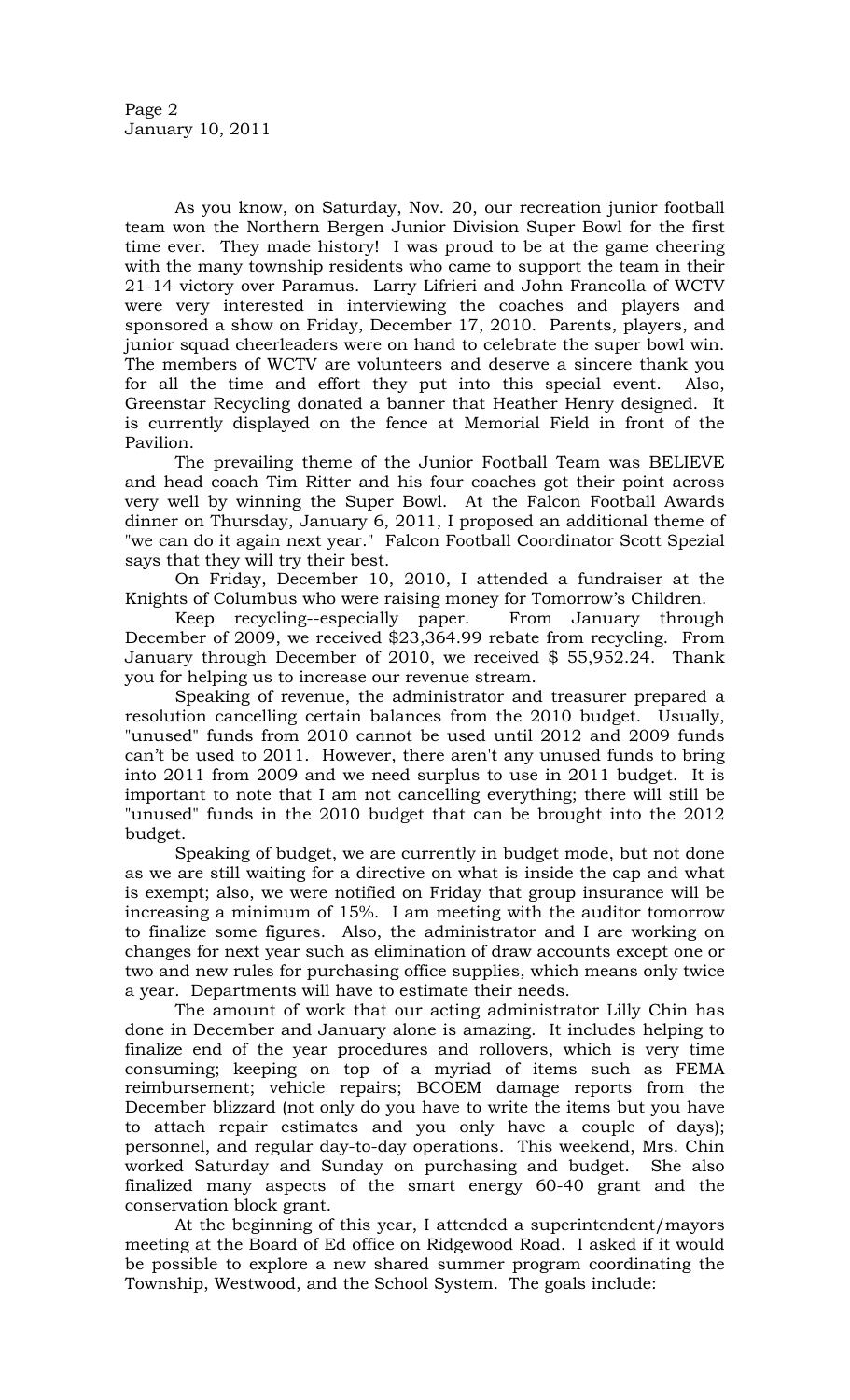As you know, on Saturday, Nov. 20, our recreation junior football team won the Northern Bergen Junior Division Super Bowl for the first time ever. They made history! I was proud to be at the game cheering with the many township residents who came to support the team in their 21-14 victory over Paramus. Larry Lifrieri and John Francolla of WCTV were very interested in interviewing the coaches and players and sponsored a show on Friday, December 17, 2010. Parents, players, and junior squad cheerleaders were on hand to celebrate the super bowl win. The members of WCTV are volunteers and deserve a sincere thank you for all the time and effort they put into this special event. Also, Greenstar Recycling donated a banner that Heather Henry designed. It is currently displayed on the fence at Memorial Field in front of the Pavilion.

The prevailing theme of the Junior Football Team was BELIEVE and head coach Tim Ritter and his four coaches got their point across very well by winning the Super Bowl. At the Falcon Football Awards dinner on Thursday, January 6, 2011, I proposed an additional theme of "we can do it again next year." Falcon Football Coordinator Scott Spezial says that they will try their best.

On Friday, December 10, 2010, I attended a fundraiser at the Knights of Columbus who were raising money for Tomorrow's Children.

Keep recycling--especially paper. From January through December of 2009, we received $23,364.99 rebate from recycling. From January through December of 2010, we received $ 55,952.24. Thank you for helping us to increase our revenue stream.

Speaking of revenue, the administrator and treasurer prepared a resolution cancelling certain balances from the 2010 budget. Usually, "unused" funds from 2010 cannot be used until 2012 and 2009 funds can't be used to 2011. However, there aren't any unused funds to bring into 2011 from 2009 and we need surplus to use in 2011 budget. It is important to note that I am not cancelling everything; there will still be "unused" funds in the 2010 budget that can be brought into the 2012 budget.

Speaking of budget, we are currently in budget mode, but not done as we are still waiting for a directive on what is inside the cap and what is exempt; also, we were notified on Friday that group insurance will be increasing a minimum of 15%. I am meeting with the auditor tomorrow to finalize some figures. Also, the administrator and I are working on changes for next year such as elimination of draw accounts except one or two and new rules for purchasing office supplies, which means only twice a year. Departments will have to estimate their needs.

The amount of work that our acting administrator Lilly Chin has done in December and January alone is amazing. It includes helping to finalize end of the year procedures and rollovers, which is very time consuming; keeping on top of a myriad of items such as FEMA reimbursement; vehicle repairs; BCOEM damage reports from the December blizzard (not only do you have to write the items but you have to attach repair estimates and you only have a couple of days); personnel, and regular day-to-day operations. This weekend, Mrs. Chin worked Saturday and Sunday on purchasing and budget. She also finalized many aspects of the smart energy 60-40 grant and the conservation block grant.

At the beginning of this year, I attended a superintendent/mayors meeting at the Board of Ed office on Ridgewood Road. I asked if it would be possible to explore a new shared summer program coordinating the Township, Westwood, and the School System. The goals include: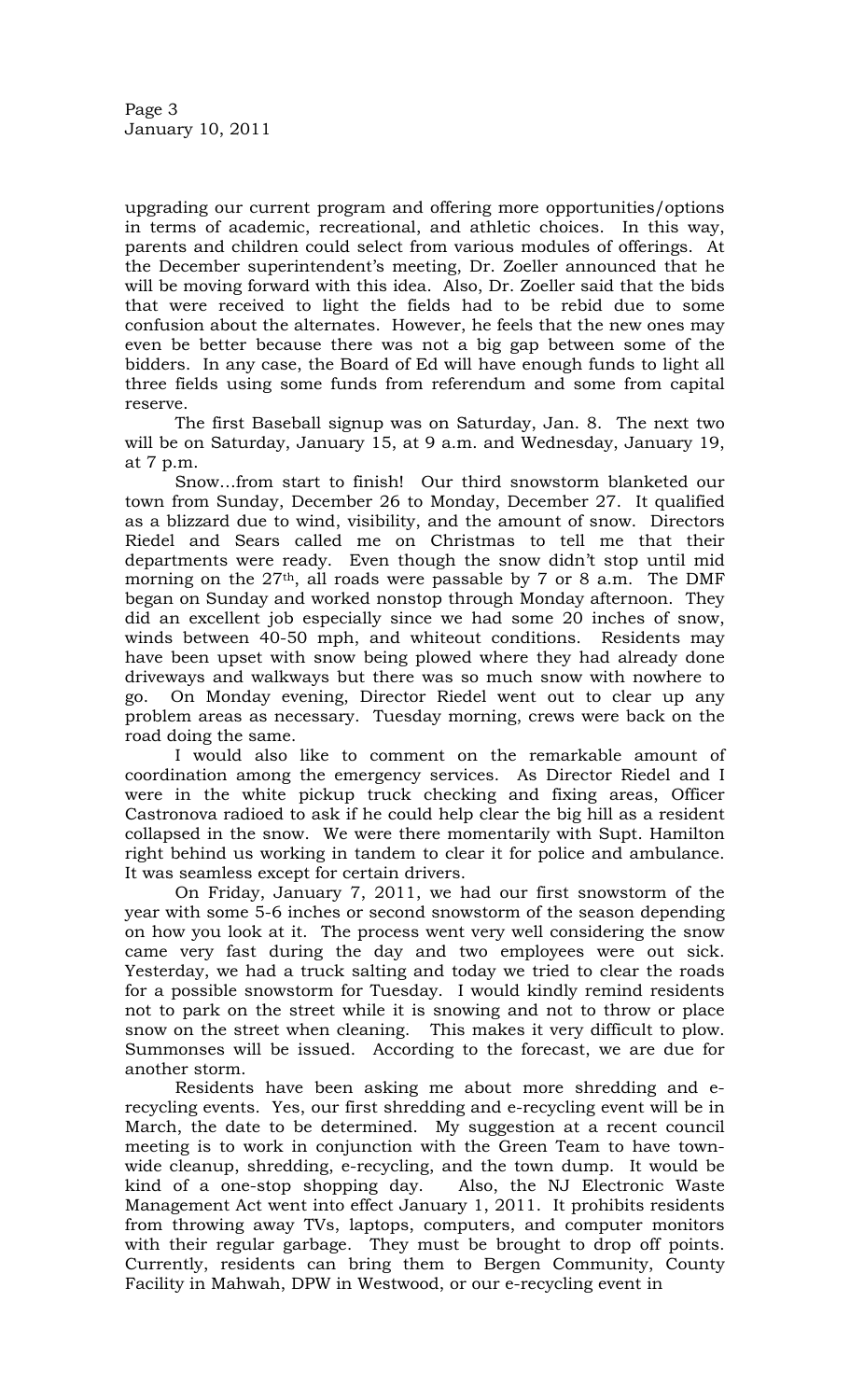upgrading our current program and offering more opportunities/options in terms of academic, recreational, and athletic choices. In this way, parents and children could select from various modules of offerings. At the December superintendent's meeting, Dr. Zoeller announced that he will be moving forward with this idea. Also, Dr. Zoeller said that the bids that were received to light the fields had to be rebid due to some confusion about the alternates. However, he feels that the new ones may even be better because there was not a big gap between some of the bidders. In any case, the Board of Ed will have enough funds to light all three fields using some funds from referendum and some from capital reserve.

The first Baseball signup was on Saturday, Jan. 8. The next two will be on Saturday, January 15, at 9 a.m. and Wednesday, January 19, at 7 p.m.

Snow…from start to finish! Our third snowstorm blanketed our town from Sunday, December 26 to Monday, December 27. It qualified as a blizzard due to wind, visibility, and the amount of snow. Directors Riedel and Sears called me on Christmas to tell me that their departments were ready. Even though the snow didn't stop until mid morning on the 27th, all roads were passable by 7 or 8 a.m. The DMF began on Sunday and worked nonstop through Monday afternoon. They did an excellent job especially since we had some 20 inches of snow, winds between 40-50 mph, and whiteout conditions. Residents may have been upset with snow being plowed where they had already done driveways and walkways but there was so much snow with nowhere to go. On Monday evening, Director Riedel went out to clear up any problem areas as necessary. Tuesday morning, crews were back on the road doing the same.

I would also like to comment on the remarkable amount of coordination among the emergency services. As Director Riedel and I were in the white pickup truck checking and fixing areas, Officer Castronova radioed to ask if he could help clear the big hill as a resident collapsed in the snow. We were there momentarily with Supt. Hamilton right behind us working in tandem to clear it for police and ambulance. It was seamless except for certain drivers.

On Friday, January 7, 2011, we had our first snowstorm of the year with some 5-6 inches or second snowstorm of the season depending on how you look at it. The process went very well considering the snow came very fast during the day and two employees were out sick. Yesterday, we had a truck salting and today we tried to clear the roads for a possible snowstorm for Tuesday. I would kindly remind residents not to park on the street while it is snowing and not to throw or place snow on the street when cleaning. This makes it very difficult to plow. Summonses will be issued. According to the forecast, we are due for another storm.

Residents have been asking me about more shredding and e-recycling events. Yes, our first shredding and e-recycling event will be in March, the date to be determined. My suggestion at a recent council meeting is to work in conjunction with the Green Team to have town-wide cleanup, shredding, e-recycling, and the town dump. It would be kind of a one-stop shopping day. Also, the NJ Electronic Waste Management Act went into effect January 1, 2011. It prohibits residents from throwing away TVs, laptops, computers, and computer monitors with their regular garbage. They must be brought to drop off points. Currently, residents can bring them to Bergen Community, County Facility in Mahwah, DPW in Westwood, or our e-recycling event in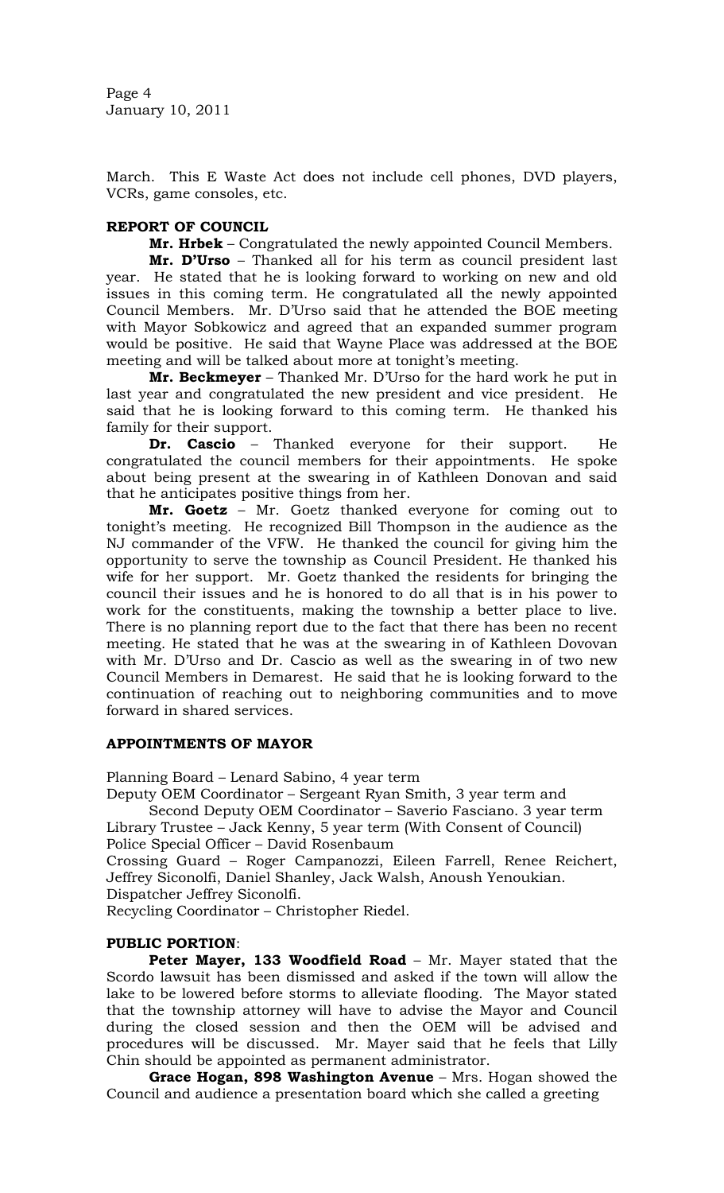March. This E Waste Act does not include cell phones, DVD players, VCRs, game consoles, etc.

**REPORT OF COUNCIL**

**Mr. Hrbek** – Congratulated the newly appointed Council Members.

**Mr. D'Urso** – Thanked all for his term as council president last year. He stated that he is looking forward to working on new and old issues in this coming term. He congratulated all the newly appointed Council Members. Mr. D'Urso said that he attended the BOE meeting with Mayor Sobkowicz and agreed that an expanded summer program would be positive. He said that Wayne Place was addressed at the BOE meeting and will be talked about more at tonight's meeting.

**Mr. Beckmeyer** – Thanked Mr. D'Urso for the hard work he put in last year and congratulated the new president and vice president. He said that he is looking forward to this coming term. He thanked his family for their support.

**Dr. Cascio** – Thanked everyone for their support. He congratulated the council members for their appointments. He spoke about being present at the swearing in of Kathleen Donovan and said that he anticipates positive things from her.

**Mr. Goetz** – Mr. Goetz thanked everyone for coming out to tonight's meeting. He recognized Bill Thompson in the audience as the NJ commander of the VFW. He thanked the council for giving him the opportunity to serve the township as Council President. He thanked his wife for her support. Mr. Goetz thanked the residents for bringing the council their issues and he is honored to do all that is in his power to work for the constituents, making the township a better place to live. There is no planning report due to the fact that there has been no recent meeting. He stated that he was at the swearing in of Kathleen Dovovan with Mr. D'Urso and Dr. Cascio as well as the swearing in of two new Council Members in Demarest. He said that he is looking forward to the continuation of reaching out to neighboring communities and to move forward in shared services.

**APPOINTMENTS OF MAYOR**

Planning Board – Lenard Sabino, 4 year term

Deputy OEM Coordinator – Sergeant Ryan Smith, 3 year term and

Second Deputy OEM Coordinator – Saverio Fasciano. 3 year term

Library Trustee – Jack Kenny, 5 year term (With Consent of Council)

Police Special Officer – David Rosenbaum

Crossing Guard – Roger Campanozzi, Eileen Farrell, Renee Reichert, Jeffrey Siconolfi, Daniel Shanley, Jack Walsh, Anoush Yenoukian.

Dispatcher Jeffrey Siconolfi.

Recycling Coordinator – Christopher Riedel.

**PUBLIC PORTION**:

**Peter Mayer, 133 Woodfield Road** – Mr. Mayer stated that the Scordo lawsuit has been dismissed and asked if the town will allow the lake to be lowered before storms to alleviate flooding. The Mayor stated that the township attorney will have to advise the Mayor and Council during the closed session and then the OEM will be advised and procedures will be discussed. Mr. Mayer said that he feels that Lilly Chin should be appointed as permanent administrator.

**Grace Hogan, 898 Washington Avenue** – Mrs. Hogan showed the Council and audience a presentation board which she called a greeting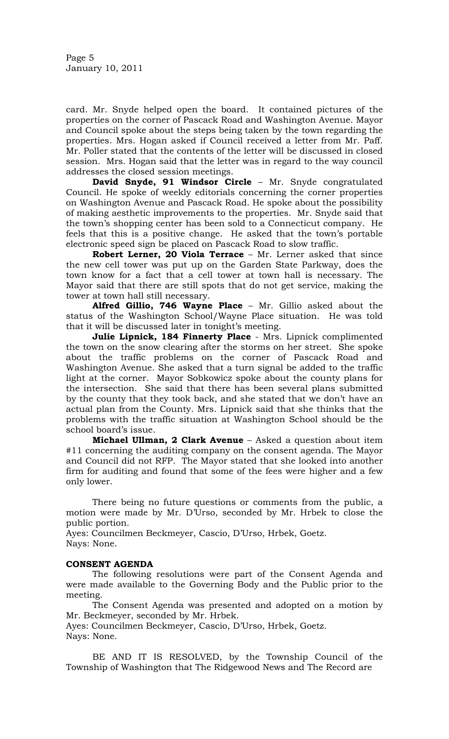card. Mr. Snyde helped open the board. It contained pictures of the properties on the corner of Pascack Road and Washington Avenue. Mayor and Council spoke about the steps being taken by the town regarding the properties. Mrs. Hogan asked if Council received a letter from Mr. Paff. Mr. Poller stated that the contents of the letter will be discussed in closed session. Mrs. Hogan said that the letter was in regard to the way council addresses the closed session meetings.

**David Snyde, 91 Windsor Circle** – Mr. Snyde congratulated Council. He spoke of weekly editorials concerning the corner properties on Washington Avenue and Pascack Road. He spoke about the possibility of making aesthetic improvements to the properties. Mr. Snyde said that the town's shopping center has been sold to a Connecticut company. He feels that this is a positive change. He asked that the town's portable electronic speed sign be placed on Pascack Road to slow traffic.

**Robert Lerner, 20 Viola Terrace** – Mr. Lerner asked that since the new cell tower was put up on the Garden State Parkway, does the town know for a fact that a cell tower at town hall is necessary. The Mayor said that there are still spots that do not get service, making the tower at town hall still necessary.

**Alfred Gillio, 746 Wayne Place** – Mr. Gillio asked about the status of the Washington School/Wayne Place situation. He was told that it will be discussed later in tonight's meeting.

**Julie Lipnick, 184 Finnerty Place** - Mrs. Lipnick complimented the town on the snow clearing after the storms on her street. She spoke about the traffic problems on the corner of Pascack Road and Washington Avenue. She asked that a turn signal be added to the traffic light at the corner. Mayor Sobkowicz spoke about the county plans for the intersection. She said that there has been several plans submitted by the county that they took back, and she stated that we don't have an actual plan from the County. Mrs. Lipnick said that she thinks that the problems with the traffic situation at Washington School should be the school board's issue.

**Michael Ullman, 2 Clark Avenue** – Asked a question about item #11 concerning the auditing company on the consent agenda. The Mayor and Council did not RFP. The Mayor stated that she looked into another firm for auditing and found that some of the fees were higher and a few only lower.

There being no future questions or comments from the public, a motion were made by Mr. D'Urso, seconded by Mr. Hrbek to close the public portion.

Ayes: Councilmen Beckmeyer, Cascio, D'Urso, Hrbek, Goetz.
Nays: None.

**CONSENT AGENDA**

The following resolutions were part of the Consent Agenda and were made available to the Governing Body and the Public prior to the meeting.

The Consent Agenda was presented and adopted on a motion by Mr. Beckmeyer, seconded by Mr. Hrbek.

Ayes: Councilmen Beckmeyer, Cascio, D'Urso, Hrbek, Goetz.
Nays: None.

BE AND IT IS RESOLVED, by the Township Council of the Township of Washington that The Ridgewood News and The Record are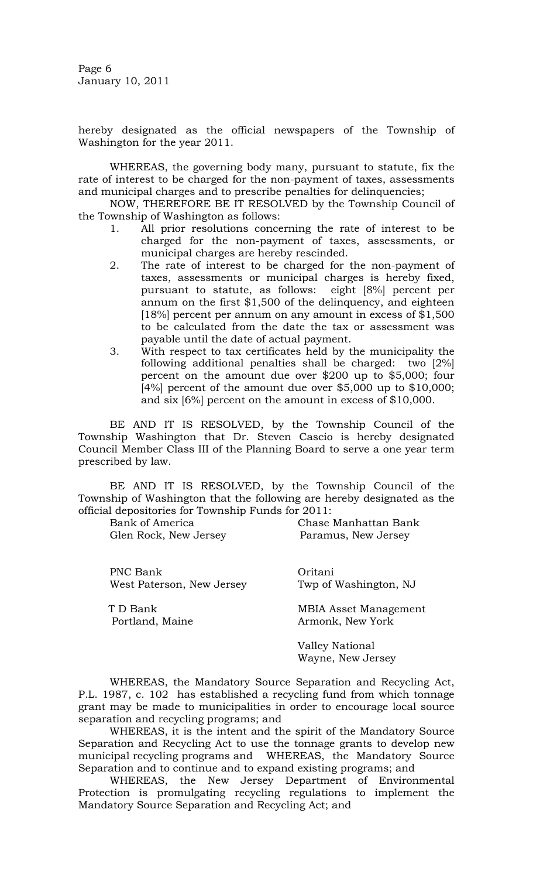hereby designated as the official newspapers of the Township of Washington for the year 2011.

WHEREAS, the governing body many, pursuant to statute, fix the rate of interest to be charged for the non-payment of taxes, assessments and municipal charges and to prescribe penalties for delinquencies;

NOW, THEREFORE BE IT RESOLVED by the Township Council of the Township of Washington as follows:

1. All prior resolutions concerning the rate of interest to be charged for the non-payment of taxes, assessments, or municipal charges are hereby rescinded.
2. The rate of interest to be charged for the non-payment of taxes, assessments or municipal charges is hereby fixed, pursuant to statute, as follows: eight [8%] percent per annum on the first $1,500 of the delinquency, and eighteen [18%] percent per annum on any amount in excess of $1,500 to be calculated from the date the tax or assessment was payable until the date of actual payment.
3. With respect to tax certificates held by the municipality the following additional penalties shall be charged: two [2%] percent on the amount due over $200 up to $5,000; four [4%] percent of the amount due over $5,000 up to $10,000; and six [6%] percent on the amount in excess of $10,000.

BE AND IT IS RESOLVED, by the Township Council of the Township Washington that Dr. Steven Cascio is hereby designated Council Member Class III of the Planning Board to serve a one year term prescribed by law.

BE AND IT IS RESOLVED, by the Township Council of the Township of Washington that the following are hereby designated as the official depositories for Township Funds for 2011:

Bank of America
Glen Rock, New Jersey

Chase Manhattan Bank
Paramus, New Jersey

PNC Bank
West Paterson, New Jersey

Oritani
Twp of Washington, NJ

T D Bank
Portland, Maine

MBIA Asset Management
Armonk, New York

Valley National
Wayne, New Jersey

WHEREAS, the Mandatory Source Separation and Recycling Act, P.L. 1987, c. 102 has established a recycling fund from which tonnage grant may be made to municipalities in order to encourage local source separation and recycling programs; and

WHEREAS, it is the intent and the spirit of the Mandatory Source Separation and Recycling Act to use the tonnage grants to develop new municipal recycling programs and WHEREAS, the Mandatory Source Separation and to continue and to expand existing programs; and

WHEREAS, the New Jersey Department of Environmental Protection is promulgating recycling regulations to implement the Mandatory Source Separation and Recycling Act; and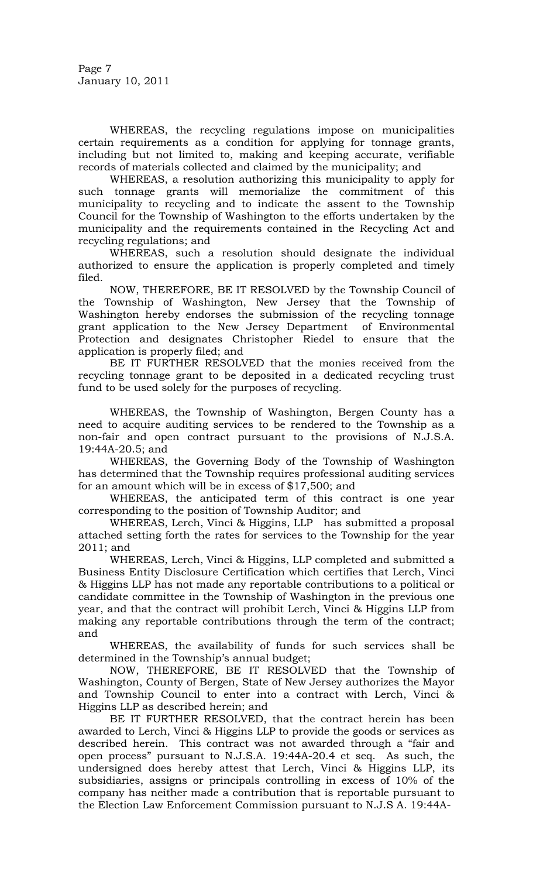WHEREAS, the recycling regulations impose on municipalities certain requirements as a condition for applying for tonnage grants, including but not limited to, making and keeping accurate, verifiable records of materials collected and claimed by the municipality; and

WHEREAS, a resolution authorizing this municipality to apply for such tonnage grants will memorialize the commitment of this municipality to recycling and to indicate the assent to the Township Council for the Township of Washington to the efforts undertaken by the municipality and the requirements contained in the Recycling Act and recycling regulations; and

WHEREAS, such a resolution should designate the individual authorized to ensure the application is properly completed and timely filed.

NOW, THEREFORE, BE IT RESOLVED by the Township Council of the Township of Washington, New Jersey that the Township of Washington hereby endorses the submission of the recycling tonnage grant application to the New Jersey Department of Environmental Protection and designates Christopher Riedel to ensure that the application is properly filed; and

BE IT FURTHER RESOLVED that the monies received from the recycling tonnage grant to be deposited in a dedicated recycling trust fund to be used solely for the purposes of recycling.

WHEREAS, the Township of Washington, Bergen County has a need to acquire auditing services to be rendered to the Township as a non-fair and open contract pursuant to the provisions of N.J.S.A. 19:44A-20.5; and

WHEREAS, the Governing Body of the Township of Washington has determined that the Township requires professional auditing services for an amount which will be in excess of $17,500; and

WHEREAS, the anticipated term of this contract is one year corresponding to the position of Township Auditor; and

WHEREAS, Lerch, Vinci & Higgins, LLP has submitted a proposal attached setting forth the rates for services to the Township for the year 2011; and

WHEREAS, Lerch, Vinci & Higgins, LLP completed and submitted a Business Entity Disclosure Certification which certifies that Lerch, Vinci & Higgins LLP has not made any reportable contributions to a political or candidate committee in the Township of Washington in the previous one year, and that the contract will prohibit Lerch, Vinci & Higgins LLP from making any reportable contributions through the term of the contract; and

WHEREAS, the availability of funds for such services shall be determined in the Township's annual budget;

NOW, THEREFORE, BE IT RESOLVED that the Township of Washington, County of Bergen, State of New Jersey authorizes the Mayor and Township Council to enter into a contract with Lerch, Vinci & Higgins LLP as described herein; and

BE IT FURTHER RESOLVED, that the contract herein has been awarded to Lerch, Vinci & Higgins LLP to provide the goods or services as described herein. This contract was not awarded through a "fair and open process" pursuant to N.J.S.A. 19:44A-20.4 et seq. As such, the undersigned does hereby attest that Lerch, Vinci & Higgins LLP, its subsidiaries, assigns or principals controlling in excess of 10% of the company has neither made a contribution that is reportable pursuant to the Election Law Enforcement Commission pursuant to N.J.S A. 19:44A-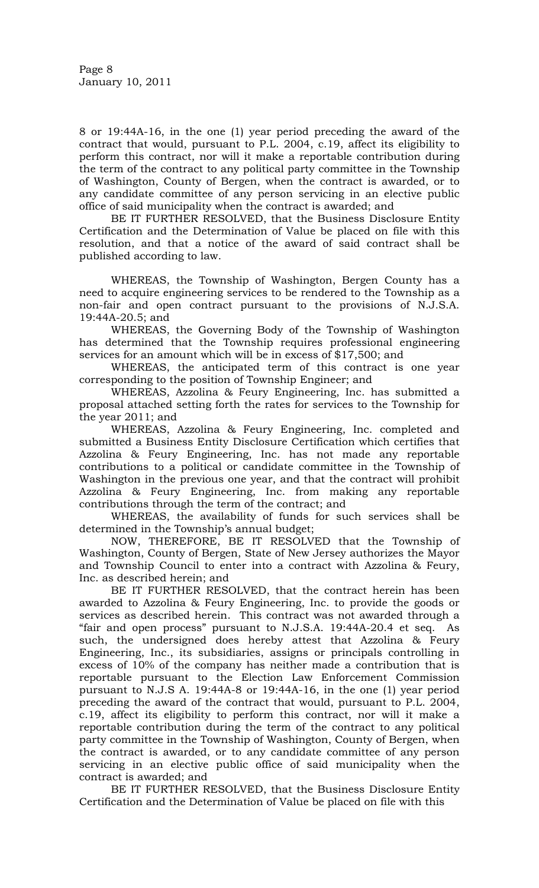8 or 19:44A-16, in the one (1) year period preceding the award of the contract that would, pursuant to P.L. 2004, c.19, affect its eligibility to perform this contract, nor will it make a reportable contribution during the term of the contract to any political party committee in the Township of Washington, County of Bergen, when the contract is awarded, or to any candidate committee of any person servicing in an elective public office of said municipality when the contract is awarded; and

BE IT FURTHER RESOLVED, that the Business Disclosure Entity Certification and the Determination of Value be placed on file with this resolution, and that a notice of the award of said contract shall be published according to law.

WHEREAS, the Township of Washington, Bergen County has a need to acquire engineering services to be rendered to the Township as a non-fair and open contract pursuant to the provisions of N.J.S.A. 19:44A-20.5; and

WHEREAS, the Governing Body of the Township of Washington has determined that the Township requires professional engineering services for an amount which will be in excess of $17,500; and

WHEREAS, the anticipated term of this contract is one year corresponding to the position of Township Engineer; and

WHEREAS, Azzolina & Feury Engineering, Inc. has submitted a proposal attached setting forth the rates for services to the Township for the year 2011; and

WHEREAS, Azzolina & Feury Engineering, Inc. completed and submitted a Business Entity Disclosure Certification which certifies that Azzolina & Feury Engineering, Inc. has not made any reportable contributions to a political or candidate committee in the Township of Washington in the previous one year, and that the contract will prohibit Azzolina & Feury Engineering, Inc. from making any reportable contributions through the term of the contract; and

WHEREAS, the availability of funds for such services shall be determined in the Township's annual budget;

NOW, THEREFORE, BE IT RESOLVED that the Township of Washington, County of Bergen, State of New Jersey authorizes the Mayor and Township Council to enter into a contract with Azzolina & Feury, Inc. as described herein; and

BE IT FURTHER RESOLVED, that the contract herein has been awarded to Azzolina & Feury Engineering, Inc. to provide the goods or services as described herein. This contract was not awarded through a "fair and open process" pursuant to N.J.S.A. 19:44A-20.4 et seq. As such, the undersigned does hereby attest that Azzolina & Feury Engineering, Inc., its subsidiaries, assigns or principals controlling in excess of 10% of the company has neither made a contribution that is reportable pursuant to the Election Law Enforcement Commission pursuant to N.J.S A. 19:44A-8 or 19:44A-16, in the one (1) year period preceding the award of the contract that would, pursuant to P.L. 2004, c.19, affect its eligibility to perform this contract, nor will it make a reportable contribution during the term of the contract to any political party committee in the Township of Washington, County of Bergen, when the contract is awarded, or to any candidate committee of any person servicing in an elective public office of said municipality when the contract is awarded; and

BE IT FURTHER RESOLVED, that the Business Disclosure Entity Certification and the Determination of Value be placed on file with this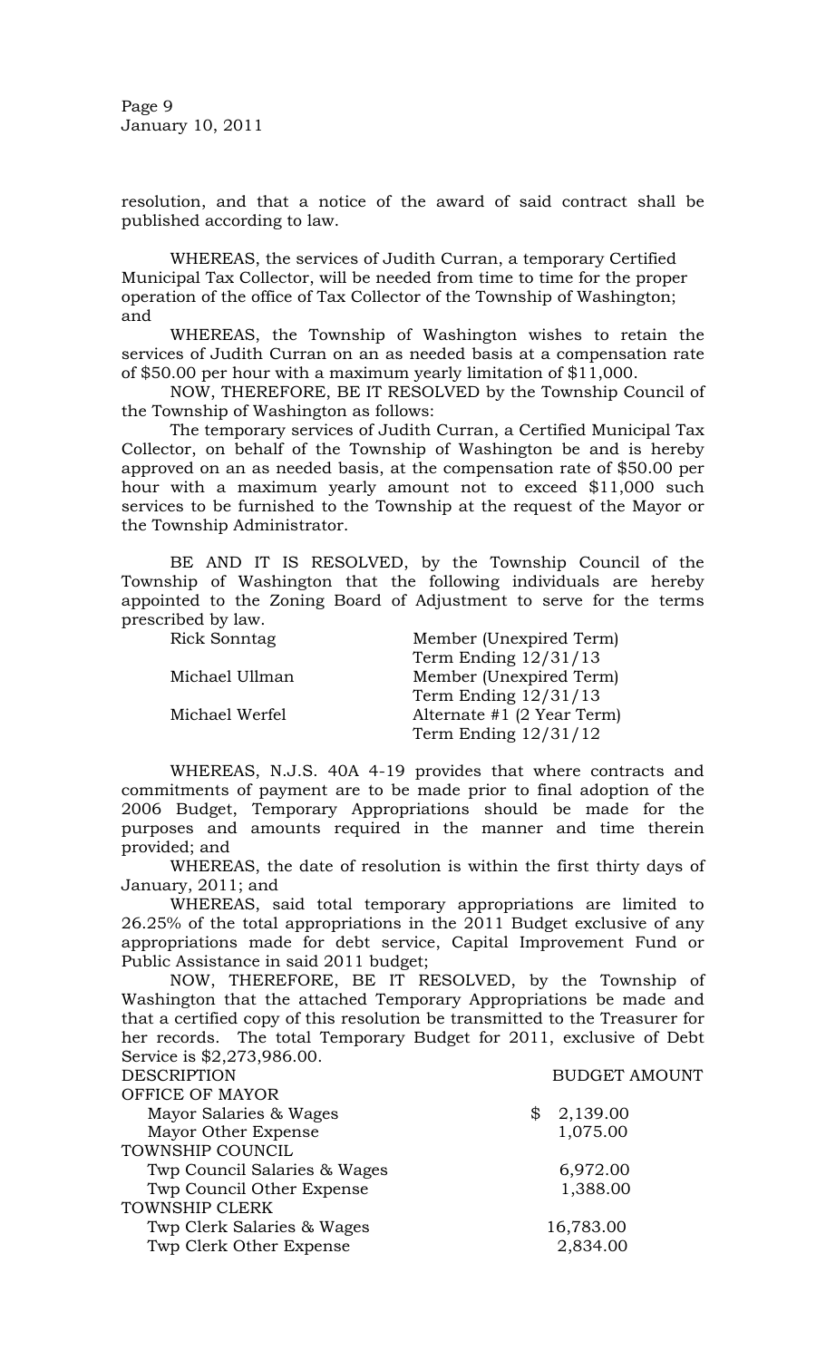resolution, and that a notice of the award of said contract shall be published according to law.

WHEREAS, the services of Judith Curran, a temporary Certified Municipal Tax Collector, will be needed from time to time for the proper operation of the office of Tax Collector of the Township of Washington; and

WHEREAS, the Township of Washington wishes to retain the services of Judith Curran on an as needed basis at a compensation rate of $50.00 per hour with a maximum yearly limitation of $11,000.

NOW, THEREFORE, BE IT RESOLVED by the Township Council of the Township of Washington as follows:

The temporary services of Judith Curran, a Certified Municipal Tax Collector, on behalf of the Township of Washington be and is hereby approved on an as needed basis, at the compensation rate of $50.00 per hour with a maximum yearly amount not to exceed $11,000 such services to be furnished to the Township at the request of the Mayor or the Township Administrator.

BE AND IT IS RESOLVED, by the Township Council of the Township of Washington that the following individuals are hereby appointed to the Zoning Board of Adjustment to serve for the terms prescribed by law.

| | |
|---|---|
| Rick Sonntag | Member (Unexpired Term)<br>Term Ending 12/31/13 |
| Michael Ullman | Member (Unexpired Term)<br>Term Ending 12/31/13 |
| Michael Werfel | Alternate #1 (2 Year Term)<br>Term Ending 12/31/12 |

WHEREAS, N.J.S. 40A 4-19 provides that where contracts and commitments of payment are to be made prior to final adoption of the 2006 Budget, Temporary Appropriations should be made for the purposes and amounts required in the manner and time therein provided; and

WHEREAS, the date of resolution is within the first thirty days of January, 2011; and

WHEREAS, said total temporary appropriations are limited to 26.25% of the total appropriations in the 2011 Budget exclusive of any appropriations made for debt service, Capital Improvement Fund or Public Assistance in said 2011 budget;

NOW, THEREFORE, BE IT RESOLVED, by the Township of Washington that the attached Temporary Appropriations be made and that a certified copy of this resolution be transmitted to the Treasurer for her records. The total Temporary Budget for 2011, exclusive of Debt Service is $2,273,986.00.

| DESCRIPTION | BUDGET AMOUNT |
|---|---|
| OFFICE OF MAYOR | |
| Mayor Salaries & Wages | $ 2,139.00 |
| Mayor Other Expense | 1,075.00 |
| TOWNSHIP COUNCIL | |
| Twp Council Salaries & Wages | 6,972.00 |
| Twp Council Other Expense | 1,388.00 |
| TOWNSHIP CLERK | |
| Twp Clerk Salaries & Wages | 16,783.00 |
| Twp Clerk Other Expense | 2,834.00 |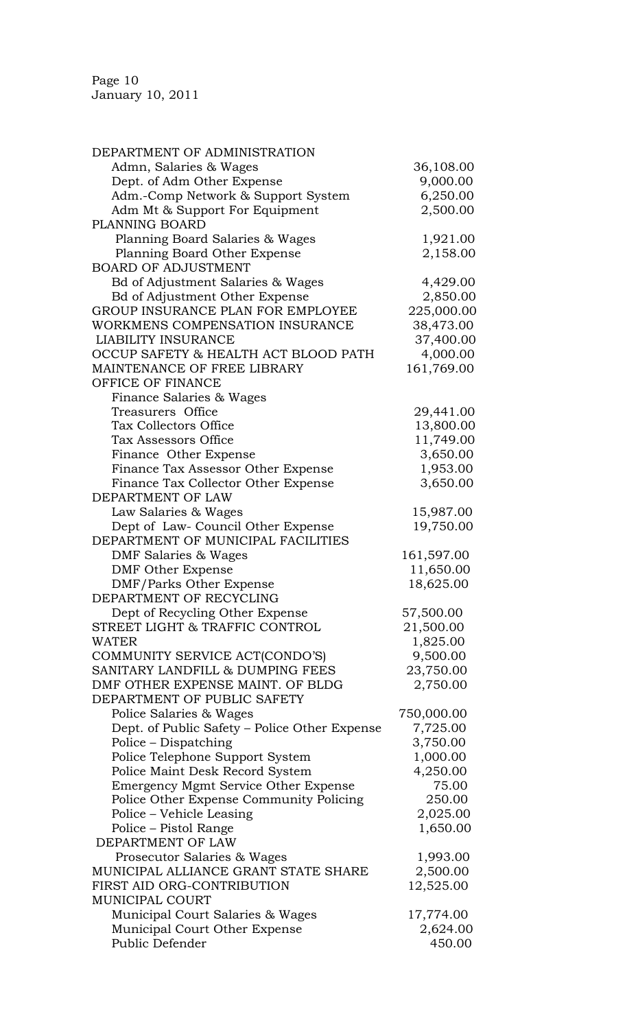| | |
|---|---|
| DEPARTMENT OF ADMINISTRATION | |
| Admn, Salaries & Wages | 36,108.00 |
| Dept. of Adm Other Expense | 9,000.00 |
| Adm.-Comp Network & Support System | 6,250.00 |
| Adm Mt & Support For Equipment | 2,500.00 |
| PLANNING BOARD | |
| Planning Board Salaries & Wages | 1,921.00 |
| Planning Board Other Expense | 2,158.00 |
| BOARD OF ADJUSTMENT | |
| Bd of Adjustment Salaries & Wages | 4,429.00 |
| Bd of Adjustment Other Expense | 2,850.00 |
| GROUP INSURANCE PLAN FOR EMPLOYEE | 225,000.00 |
| WORKMENS COMPENSATION INSURANCE | 38,473.00 |
| LIABILITY INSURANCE | 37,400.00 |
| OCCUP SAFETY & HEALTH ACT BLOOD PATH | 4,000.00 |
| MAINTENANCE OF FREE LIBRARY | 161,769.00 |
| OFFICE OF FINANCE | |
| Finance Salaries & Wages | |
| Treasurers Office | 29,441.00 |
| Tax Collectors Office | 13,800.00 |
| Tax Assessors Office | 11,749.00 |
| Finance Other Expense | 3,650.00 |
| Finance Tax Assessor Other Expense | 1,953.00 |
| Finance Tax Collector Other Expense | 3,650.00 |
| DEPARTMENT OF LAW | |
| Law Salaries & Wages | 15,987.00 |
| Dept of Law- Council Other Expense | 19,750.00 |
| DEPARTMENT OF MUNICIPAL FACILITIES | |
| DMF Salaries & Wages | 161,597.00 |
| DMF Other Expense | 11,650.00 |
| DMF/Parks Other Expense | 18,625.00 |
| DEPARTMENT OF RECYCLING | |
| Dept of Recycling Other Expense | 57,500.00 |
| STREET LIGHT & TRAFFIC CONTROL | 21,500.00 |
| WATER | 1,825.00 |
| COMMUNITY SERVICE ACT(CONDO'S) | 9,500.00 |
| SANITARY LANDFILL & DUMPING FEES | 23,750.00 |
| DMF OTHER EXPENSE MAINT. OF BLDG | 2,750.00 |
| DEPARTMENT OF PUBLIC SAFETY | |
| Police Salaries & Wages | 750,000.00 |
| Dept. of Public Safety – Police Other Expense | 7,725.00 |
| Police – Dispatching | 3,750.00 |
| Police Telephone Support System | 1,000.00 |
| Police Maint Desk Record System | 4,250.00 |
| Emergency Mgmt Service Other Expense | 75.00 |
| Police Other Expense Community Policing | 250.00 |
| Police – Vehicle Leasing | 2,025.00 |
| Police – Pistol Range | 1,650.00 |
| DEPARTMENT OF LAW | |
| Prosecutor Salaries & Wages | 1,993.00 |
| MUNICIPAL ALLIANCE GRANT STATE SHARE | 2,500.00 |
| FIRST AID ORG-CONTRIBUTION | 12,525.00 |
| MUNICIPAL COURT | |
| Municipal Court Salaries & Wages | 17,774.00 |
| Municipal Court Other Expense | 2,624.00 |
| Public Defender | 450.00 |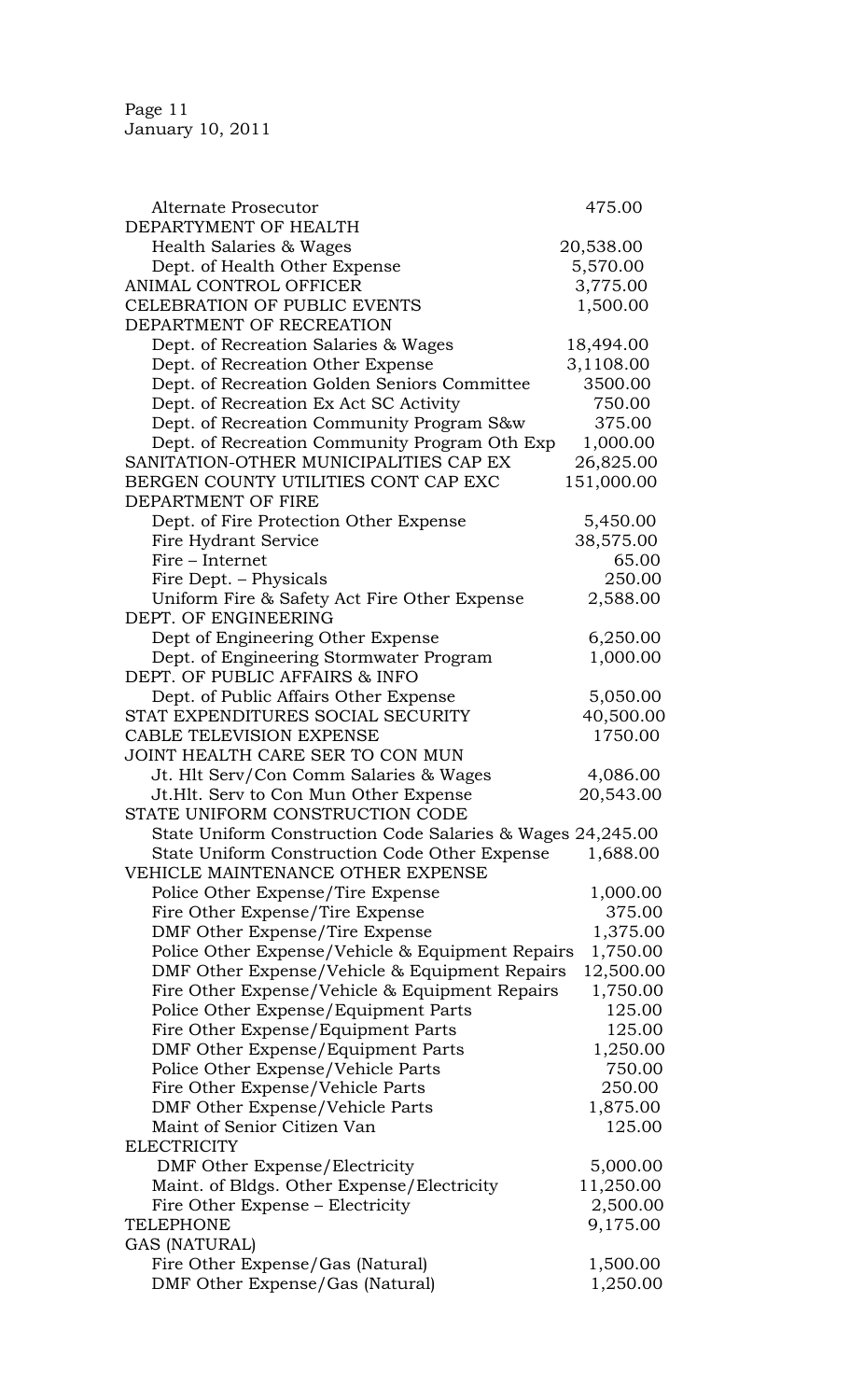| | |
|---|---|
| Alternate Prosecutor | 475.00 |
| DEPARTYMENT OF HEALTH | |
| Health Salaries & Wages | 20,538.00 |
| Dept. of Health Other Expense | 5,570.00 |
| ANIMAL CONTROL OFFICER | 3,775.00 |
| CELEBRATION OF PUBLIC EVENTS | 1,500.00 |
| DEPARTMENT OF RECREATION | |
| Dept. of Recreation Salaries & Wages | 18,494.00 |
| Dept. of Recreation Other Expense | 3,1108.00 |
| Dept. of Recreation Golden Seniors Committee | 3500.00 |
| Dept. of Recreation Ex Act SC Activity | 750.00 |
| Dept. of Recreation Community Program S&w | 375.00 |
| Dept. of Recreation Community Program Oth Exp | 1,000.00 |
| SANITATION-OTHER MUNICIPALITIES CAP EX | 26,825.00 |
| BERGEN COUNTY UTILITIES CONT CAP EXC | 151,000.00 |
| DEPARTMENT OF FIRE | |
| Dept. of Fire Protection Other Expense | 5,450.00 |
| Fire Hydrant Service | 38,575.00 |
| Fire – Internet | 65.00 |
| Fire Dept. – Physicals | 250.00 |
| Uniform Fire & Safety Act Fire Other Expense | 2,588.00 |
| DEPT. OF ENGINEERING | |
| Dept of Engineering Other Expense | 6,250.00 |
| Dept. of Engineering Stormwater Program | 1,000.00 |
| DEPT. OF PUBLIC AFFAIRS & INFO | |
| Dept. of Public Affairs Other Expense | 5,050.00 |
| STAT EXPENDITURES SOCIAL SECURITY | 40,500.00 |
| CABLE TELEVISION EXPENSE | 1750.00 |
| JOINT HEALTH CARE SER TO CON MUN | |
| Jt. Hlt Serv/Con Comm Salaries & Wages | 4,086.00 |
| Jt.Hlt. Serv to Con Mun Other Expense | 20,543.00 |
| STATE UNIFORM CONSTRUCTION CODE | |
| State Uniform Construction Code Salaries & Wages | 24,245.00 |
| State Uniform Construction Code Other Expense | 1,688.00 |
| VEHICLE MAINTENANCE OTHER EXPENSE | |
| Police Other Expense/Tire Expense | 1,000.00 |
| Fire Other Expense/Tire Expense | 375.00 |
| DMF Other Expense/Tire Expense | 1,375.00 |
| Police Other Expense/Vehicle & Equipment Repairs | 1,750.00 |
| DMF Other Expense/Vehicle & Equipment Repairs | 12,500.00 |
| Fire Other Expense/Vehicle & Equipment Repairs | 1,750.00 |
| Police Other Expense/Equipment Parts | 125.00 |
| Fire Other Expense/Equipment Parts | 125.00 |
| DMF Other Expense/Equipment Parts | 1,250.00 |
| Police Other Expense/Vehicle Parts | 750.00 |
| Fire Other Expense/Vehicle Parts | 250.00 |
| DMF Other Expense/Vehicle Parts | 1,875.00 |
| Maint of Senior Citizen Van | 125.00 |
| ELECTRICITY | |
| DMF Other Expense/Electricity | 5,000.00 |
| Maint. of Bldgs. Other Expense/Electricity | 11,250.00 |
| Fire Other Expense – Electricity | 2,500.00 |
| TELEPHONE | 9,175.00 |
| GAS (NATURAL) | |
| Fire Other Expense/Gas (Natural) | 1,500.00 |
| DMF Other Expense/Gas (Natural) | 1,250.00 |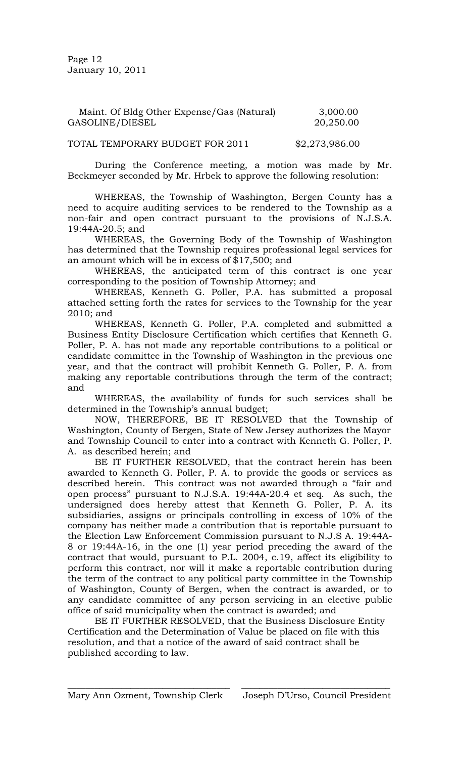| | |
|---|---|
| Maint. Of Bldg Other Expense/Gas (Natural) | 3,000.00 |
| GASOLINE/DIESEL | 20,250.00 |
| | |
| TOTAL TEMPORARY BUDGET FOR 2011 | $2,273,986.00 |

During the Conference meeting, a motion was made by Mr. Beckmeyer seconded by Mr. Hrbek to approve the following resolution:

WHEREAS, the Township of Washington, Bergen County has a need to acquire auditing services to be rendered to the Township as a non-fair and open contract pursuant to the provisions of N.J.S.A. 19:44A-20.5; and

WHEREAS, the Governing Body of the Township of Washington has determined that the Township requires professional legal services for an amount which will be in excess of $17,500; and

WHEREAS, the anticipated term of this contract is one year corresponding to the position of Township Attorney; and

WHEREAS, Kenneth G. Poller, P.A. has submitted a proposal attached setting forth the rates for services to the Township for the year 2010; and

WHEREAS, Kenneth G. Poller, P.A. completed and submitted a Business Entity Disclosure Certification which certifies that Kenneth G. Poller, P. A. has not made any reportable contributions to a political or candidate committee in the Township of Washington in the previous one year, and that the contract will prohibit Kenneth G. Poller, P. A. from making any reportable contributions through the term of the contract; and

WHEREAS, the availability of funds for such services shall be determined in the Township's annual budget;

NOW, THEREFORE, BE IT RESOLVED that the Township of Washington, County of Bergen, State of New Jersey authorizes the Mayor and Township Council to enter into a contract with Kenneth G. Poller, P. A. as described herein; and

BE IT FURTHER RESOLVED, that the contract herein has been awarded to Kenneth G. Poller, P. A. to provide the goods or services as described herein. This contract was not awarded through a "fair and open process" pursuant to N.J.S.A. 19:44A-20.4 et seq. As such, the undersigned does hereby attest that Kenneth G. Poller, P. A. its subsidiaries, assigns or principals controlling in excess of 10% of the company has neither made a contribution that is reportable pursuant to the Election Law Enforcement Commission pursuant to N.J.S A. 19:44A-8 or 19:44A-16, in the one (1) year period preceding the award of the contract that would, pursuant to P.L. 2004, c.19, affect its eligibility to perform this contract, nor will it make a reportable contribution during the term of the contract to any political party committee in the Township of Washington, County of Bergen, when the contract is awarded, or to any candidate committee of any person servicing in an elective public office of said municipality when the contract is awarded; and

BE IT FURTHER RESOLVED, that the Business Disclosure Entity Certification and the Determination of Value be placed on file with this resolution, and that a notice of the award of said contract shall be published according to law.

\_\_\_\_\_\_\_\_\_\_\_\_\_\_\_\_\_\_\_\_\_\_\_\_\_\_\_\_\_\_\_\_ \_\_\_\_\_\_\_\_\_\_\_\_\_\_\_\_\_\_\_\_\_\_\_\_\_\_\_\_\_\_\_\_

Mary Ann Ozment, Township Clerk    Joseph D'Urso, Council President